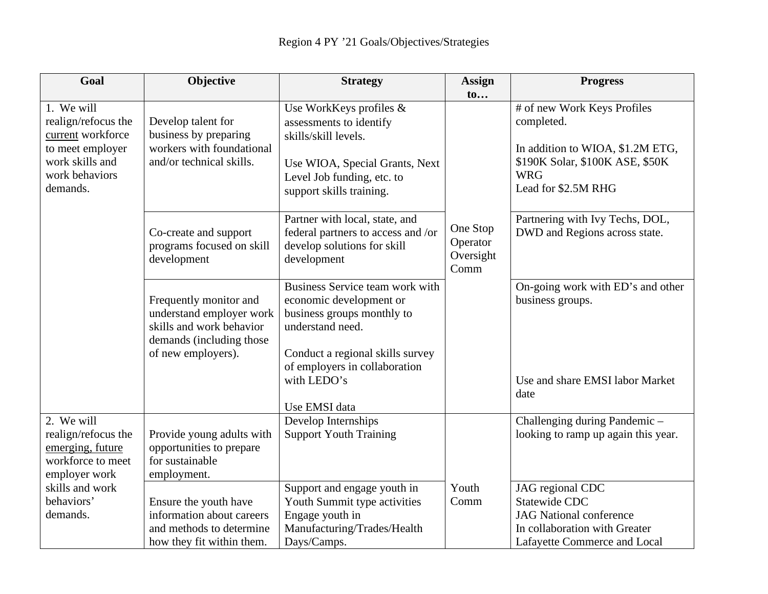Region 4 PY '21 Goals/Objectives/Strategies

| Goal | Objective | Strategy | Assign to… | Progress |
|---|---|---|---|---|
| 1. We will realign/refocus the current workforce to meet employer work skills and work behaviors demands. | Develop talent for business by preparing workers with foundational and/or technical skills. | Use WorkKeys profiles & assessments to identify skills/skill levels.<br><br>Use WIOA, Special Grants, Next Level Job funding, etc. to support skills training. | One Stop Operator Oversight Comm | # of new Work Keys Profiles completed.<br><br>In addition to WIOA, $1.2M ETG, $190K Solar, $100K ASE, $50K WRG<br>Lead for $2.5M RHG |
| | Co-create and support programs focused on skill development | Partner with local, state, and federal partners to access and /or develop solutions for skill development | | Partnering with Ivy Techs, DOL, DWD and Regions across state. |
| | Frequently monitor and understand employer work skills and work behavior demands (including those of new employers). | Business Service team work with economic development or business groups monthly to understand need.<br><br>Conduct a regional skills survey of employers in collaboration with LEDO's<br><br>Use EMSI data | | On-going work with ED's and other business groups.<br><br>Use and share EMSI labor Market date |
| 2. We will realign/refocus the emerging, future workforce to meet employer work skills and work behaviors' demands. | Provide young adults with opportunities to prepare for sustainable employment. | Develop Internships<br>Support Youth Training | Youth Comm | Challenging during Pandemic – looking to ramp up again this year. |
| | Ensure the youth have information about careers and methods to determine how they fit within them. | Support and engage youth in Youth Summit type activities<br>Engage youth in Manufacturing/Trades/Health Days/Camps. | | JAG regional CDC<br>Statewide CDC<br>JAG National conference<br>In collaboration with Greater Lafayette Commerce and Local |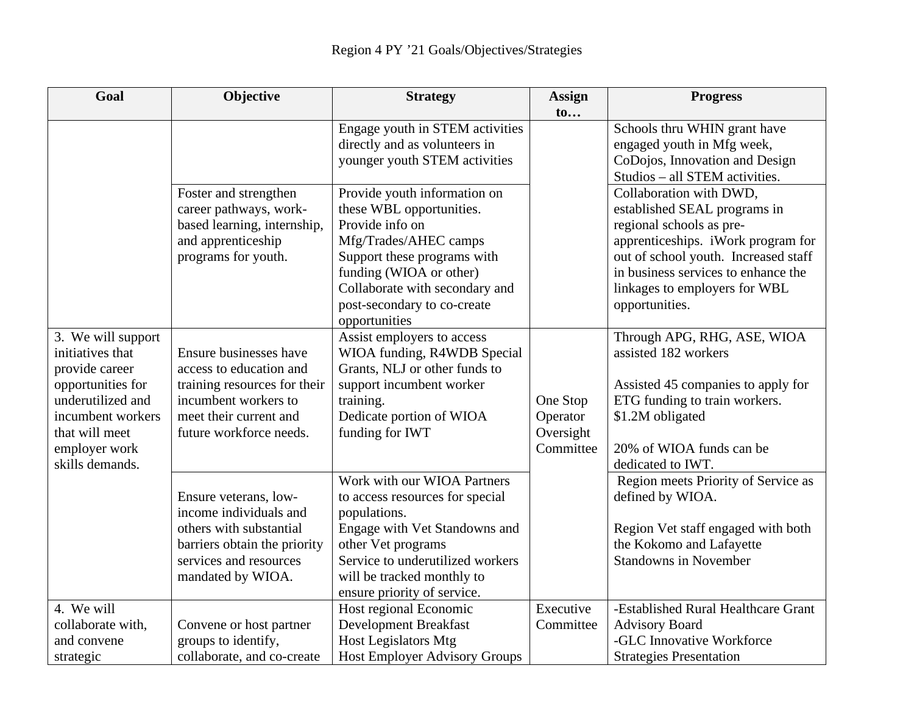Region 4 PY '21 Goals/Objectives/Strategies

| Goal | Objective | Strategy | Assign to… | Progress |
|---|---|---|---|---|
| | | Engage youth in STEM activities directly and as volunteers in younger youth STEM activities | | Schools thru WHIN grant have engaged youth in Mfg week, CoDojos, Innovation and Design Studios – all STEM activities. |
| | Foster and strengthen career pathways, work-based learning, internship, and apprenticeship programs for youth. | Provide youth information on these WBL opportunities.<br>Provide info on Mfg/Trades/AHEC camps<br>Support these programs with funding (WIOA or other)<br>Collaborate with secondary and post-secondary to co-create opportunities | | Collaboration with DWD, established SEAL programs in regional schools as pre-apprenticeships. iWork program for out of school youth. Increased staff in business services to enhance the linkages to employers for WBL opportunities. |
| 3. We will support initiatives that provide career opportunities for underutilized and incumbent workers that will meet employer work skills demands. | Ensure businesses have access to education and training resources for their incumbent workers to meet their current and future workforce needs. | Assist employers to access WIOA funding, R4WDB Special Grants, NLJ or other funds to support incumbent worker training.<br>Dedicate portion of WIOA funding for IWT | One Stop Operator Oversight Committee | Through APG, RHG, ASE, WIOA assisted 182 workers<br><br>Assisted 45 companies to apply for ETG funding to train workers. $1.2M obligated<br><br>20% of WIOA funds can be dedicated to IWT. |
| | Ensure veterans, low-income individuals and others with substantial barriers obtain the priority services and resources mandated by WIOA. | Work with our WIOA Partners to access resources for special populations.<br>Engage with Vet Standowns and other Vet programs<br>Service to underutilized workers will be tracked monthly to ensure priority of service. | | Region meets Priority of Service as defined by WIOA.<br><br>Region Vet staff engaged with both the Kokomo and Lafayette Standowns in November |
| 4. We will collaborate with, and convene strategic | Convene or host partner groups to identify, collaborate, and co-create | Host regional Economic Development Breakfast<br>Host Legislators Mtg<br>Host Employer Advisory Groups | Executive Committee | -Established Rural Healthcare Grant Advisory Board<br>-GLC Innovative Workforce Strategies Presentation |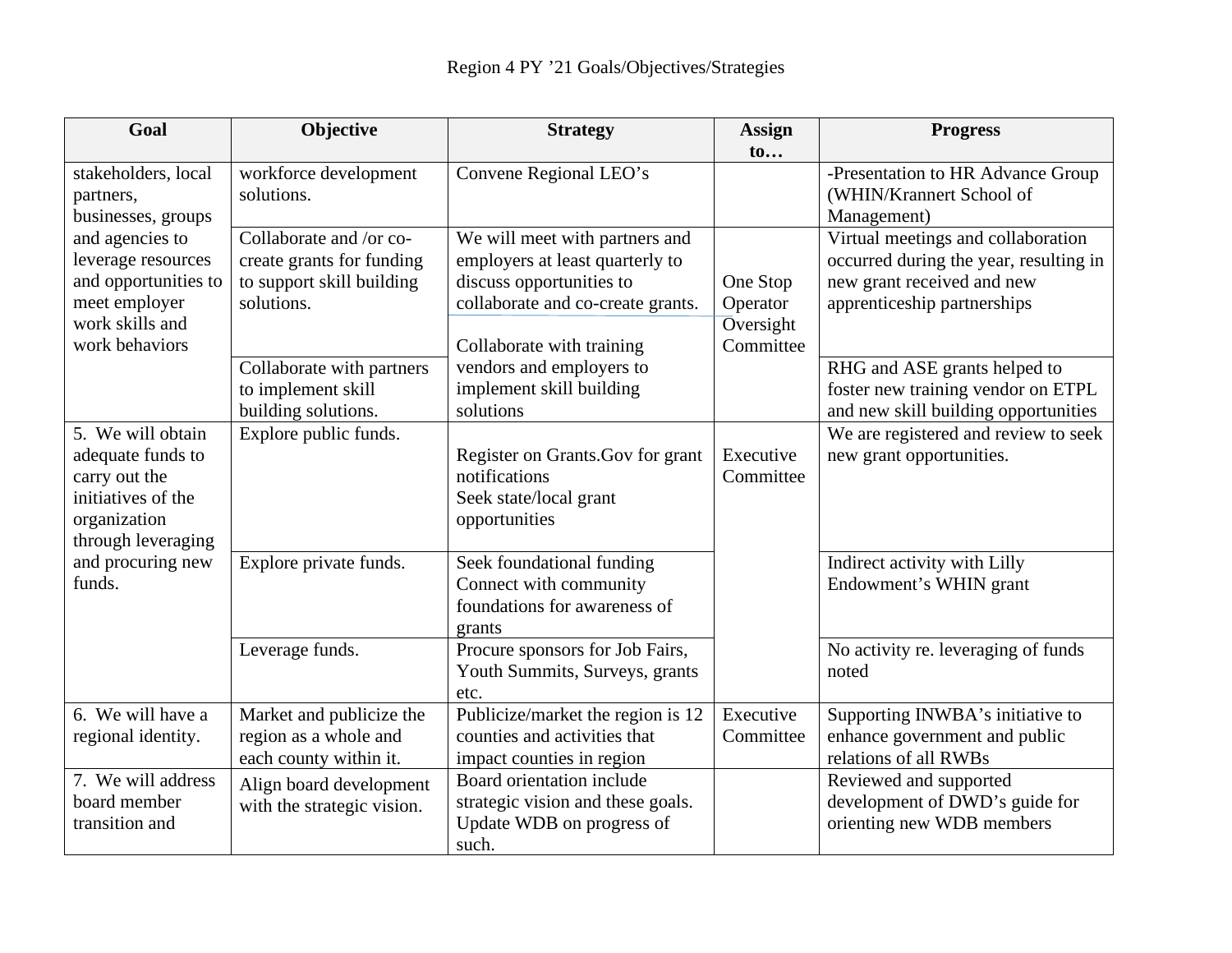Region 4 PY '21 Goals/Objectives/Strategies

| Goal | Objective | Strategy | Assign to… | Progress |
|---|---|---|---|---|
| stakeholders, local partners, businesses, groups and agencies to leverage resources and opportunities to meet employer work skills and work behaviors | workforce development solutions. | Convene Regional LEO's | | -Presentation to HR Advance Group (WHIN/Krannert School of Management) |
| | Collaborate and /or co-create grants for funding to support skill building solutions. | We will meet with partners and employers at least quarterly to discuss opportunities to collaborate and co-create grants. | One Stop Operator Oversight Committee | Virtual meetings and collaboration occurred during the year, resulting in new grant received and new apprenticeship partnerships |
| | Collaborate with partners to implement skill building solutions. | Collaborate with training vendors and employers to implement skill building solutions | | RHG and ASE grants helped to foster new training vendor on ETPL and new skill building opportunities |
| 5. We will obtain adequate funds to carry out the initiatives of the organization through leveraging and procuring new funds. | Explore public funds. | Register on Grants.Gov for grant notifications<br>Seek state/local grant opportunities | Executive Committee | We are registered and review to seek new grant opportunities. |
| | Explore private funds. | Seek foundational funding<br>Connect with community foundations for awareness of grants | | Indirect activity with Lilly Endowment's WHIN grant |
| | Leverage funds. | Procure sponsors for Job Fairs, Youth Summits, Surveys, grants etc. | | No activity re. leveraging of funds noted |
| 6. We will have a regional identity. | Market and publicize the region as a whole and each county within it. | Publicize/market the region is 12 counties and activities that impact counties in region | Executive Committee | Supporting INWBA's initiative to enhance government and public relations of all RWBs |
| 7. We will address board member transition and | Align board development with the strategic vision. | Board orientation include strategic vision and these goals. Update WDB on progress of such. | | Reviewed and supported development of DWD's guide for orienting new WDB members |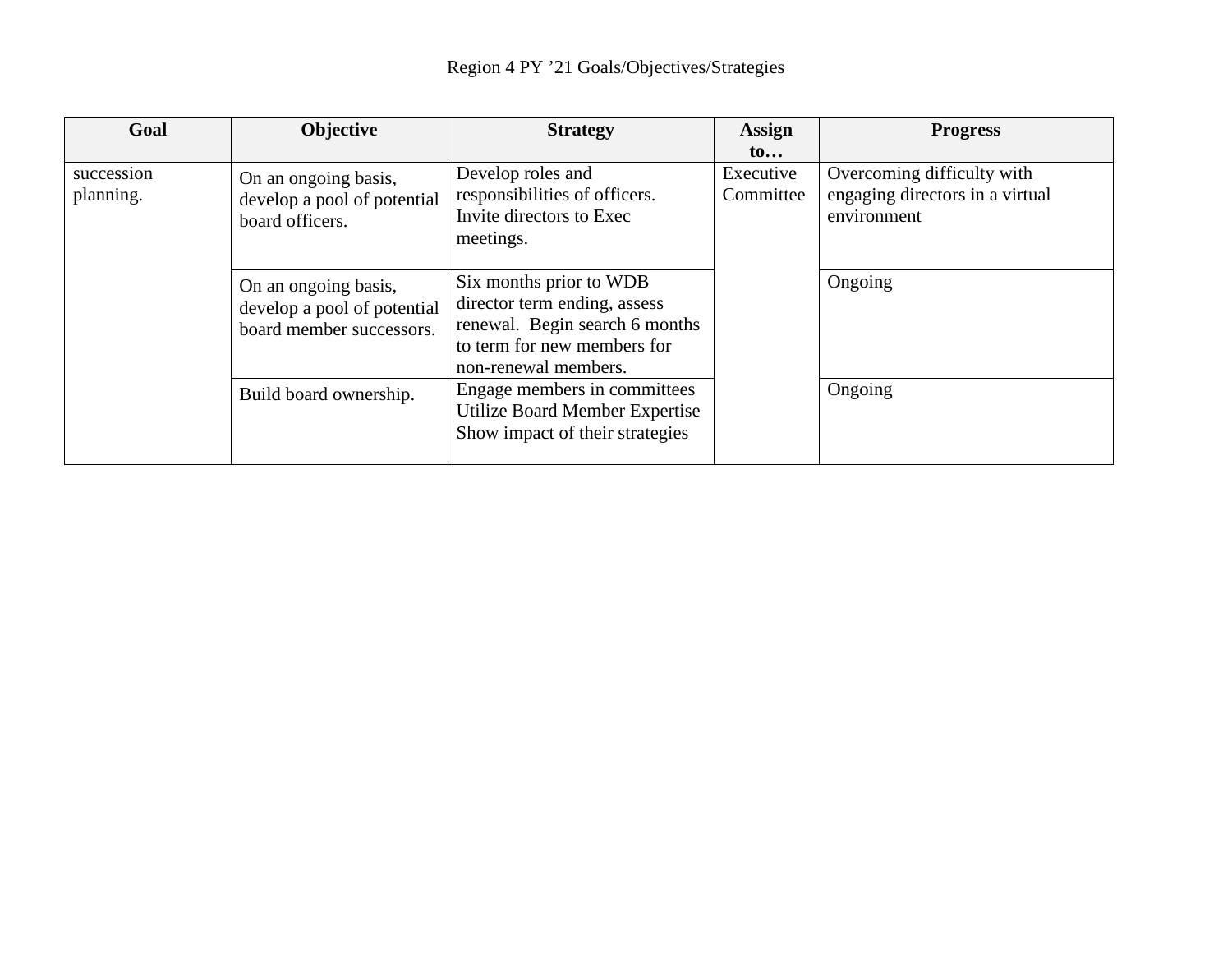Region 4 PY '21 Goals/Objectives/Strategies

| Goal | Objective | Strategy | Assign to… | Progress |
|---|---|---|---|---|
| succession planning. | On an ongoing basis, develop a pool of potential board officers. | Develop roles and responsibilities of officers. Invite directors to Exec meetings. | Executive Committee | Overcoming difficulty with engaging directors in a virtual environment |
| | On an ongoing basis, develop a pool of potential board member successors. | Six months prior to WDB director term ending, assess renewal. Begin search 6 months to term for new members for non-renewal members. | | Ongoing |
| | Build board ownership. | Engage members in committees<br>Utilize Board Member Expertise<br>Show impact of their strategies | | Ongoing |